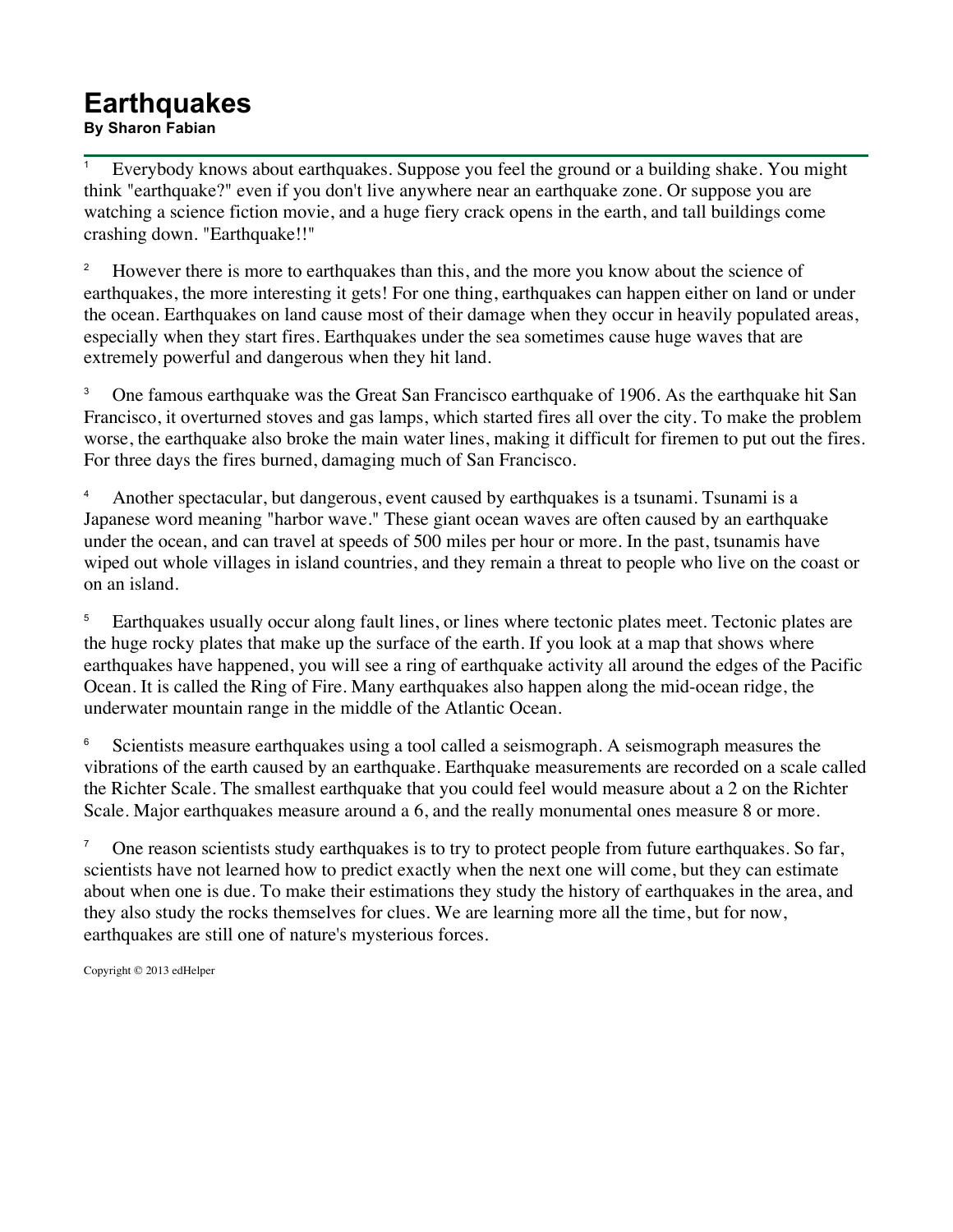# Earthquakes

**By Sharon Fabian**

[1] Everybody knows about earthquakes. Suppose you feel the ground or a building shake. You might think "earthquake?" even if you don't live anywhere near an earthquake zone. Or suppose you are watching a science fiction movie, and a huge fiery crack opens in the earth, and tall buildings come crashing down. "Earthquake!!"

[2] However there is more to earthquakes than this, and the more you know about the science of earthquakes, the more interesting it gets! For one thing, earthquakes can happen either on land or under the ocean. Earthquakes on land cause most of their damage when they occur in heavily populated areas, especially when they start fires. Earthquakes under the sea sometimes cause huge waves that are extremely powerful and dangerous when they hit land.

[3] One famous earthquake was the Great San Francisco earthquake of 1906. As the earthquake hit San Francisco, it overturned stoves and gas lamps, which started fires all over the city. To make the problem worse, the earthquake also broke the main water lines, making it difficult for firemen to put out the fires. For three days the fires burned, damaging much of San Francisco.

[4] Another spectacular, but dangerous, event caused by earthquakes is a tsunami. Tsunami is a Japanese word meaning "harbor wave." These giant ocean waves are often caused by an earthquake under the ocean, and can travel at speeds of 500 miles per hour or more. In the past, tsunamis have wiped out whole villages in island countries, and they remain a threat to people who live on the coast or on an island.

[5] Earthquakes usually occur along fault lines, or lines where tectonic plates meet. Tectonic plates are the huge rocky plates that make up the surface of the earth. If you look at a map that shows where earthquakes have happened, you will see a ring of earthquake activity all around the edges of the Pacific Ocean. It is called the Ring of Fire. Many earthquakes also happen along the mid-ocean ridge, the underwater mountain range in the middle of the Atlantic Ocean.

[6] Scientists measure earthquakes using a tool called a seismograph. A seismograph measures the vibrations of the earth caused by an earthquake. Earthquake measurements are recorded on a scale called the Richter Scale. The smallest earthquake that you could feel would measure about a 2 on the Richter Scale. Major earthquakes measure around a 6, and the really monumental ones measure 8 or more.

[7] One reason scientists study earthquakes is to try to protect people from future earthquakes. So far, scientists have not learned how to predict exactly when the next one will come, but they can estimate about when one is due. To make their estimations they study the history of earthquakes in the area, and they also study the rocks themselves for clues. We are learning more all the time, but for now, earthquakes are still one of nature's mysterious forces.

Copyright © 2013 edHelper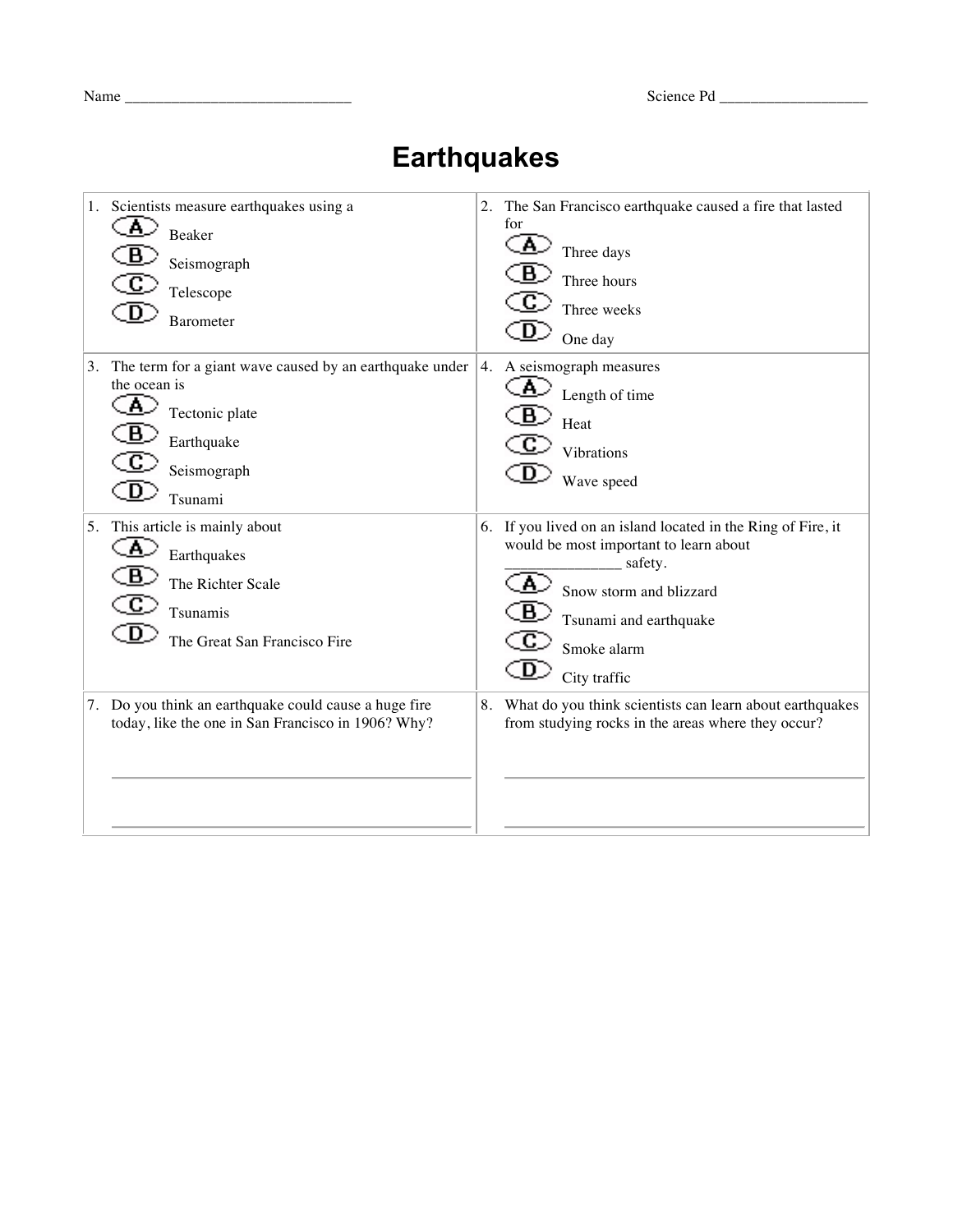Name ______________________________ Science Pd ___________________

# Earthquakes

1. Scientists measure earthquakes using a
   - (A) Beaker
   - (B) Seismograph
   - (C) Telescope
   - (D) Barometer

2. The San Francisco earthquake caused a fire that lasted for
   - (A) Three days
   - (B) Three hours
   - (C) Three weeks
   - (D) One day

3. The term for a giant wave caused by an earthquake under the ocean is
   - (A) Tectonic plate
   - (B) Earthquake
   - (C) Seismograph
   - (D) Tsunami

4. A seismograph measures
   - (A) Length of time
   - (B) Heat
   - (C) Vibrations
   - (D) Wave speed

5. This article is mainly about
   - (A) Earthquakes
   - (B) The Richter Scale
   - (C) Tsunamis
   - (D) The Great San Francisco Fire

6. If you lived on an island located in the Ring of Fire, it would be most important to learn about _______________ safety.
   - (A) Snow storm and blizzard
   - (B) Tsunami and earthquake
   - (C) Smoke alarm
   - (D) City traffic

7. Do you think an earthquake could cause a huge fire today, like the one in San Francisco in 1906? Why?

   ______________________________________________

   ______________________________________________

8. What do you think scientists can learn about earthquakes from studying rocks in the areas where they occur?

   ______________________________________________

   ______________________________________________